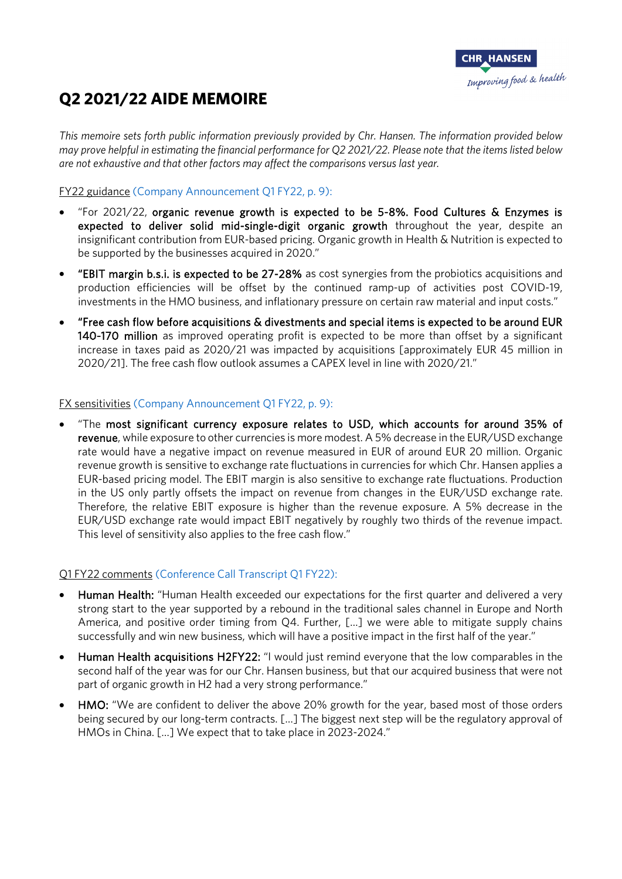# Q2 2021/22 AIDE MEMOIRE

*This memoire sets forth public information previously provided by Chr. Hansen. The information provided below may prove helpful in estimating the financial performance for Q2 2021/22. Please note that the items listed below are not exhaustive and that other factors may affect the comparisons versus last year.*

FY22 guidance (Company Announcement Q1 FY22, p. 9):

- "For 2021/22, **organic revenue growth is expected to be 5-8%. Food Cultures & Enzymes is expected to deliver solid mid-single-digit organic growth** throughout the year, despite an insignificant contribution from EUR-based pricing. Organic growth in Health & Nutrition is expected to be supported by the businesses acquired in 2020."
- **"EBIT margin b.s.i. is expected to be 27-28%** as cost synergies from the probiotics acquisitions and production efficiencies will be offset by the continued ramp-up of activities post COVID-19, investments in the HMO business, and inflationary pressure on certain raw material and input costs."
- **"Free cash flow before acquisitions & divestments and special items is expected to be around EUR 140-170 million** as improved operating profit is expected to be more than offset by a significant increase in taxes paid as 2020/21 was impacted by acquisitions [approximately EUR 45 million in 2020/21]. The free cash flow outlook assumes a CAPEX level in line with 2020/21."

FX sensitivities (Company Announcement Q1 FY22, p. 9):

- "The **most significant currency exposure relates to USD, which accounts for around 35% of revenue**, while exposure to other currencies is more modest. A 5% decrease in the EUR/USD exchange rate would have a negative impact on revenue measured in EUR of around EUR 20 million. Organic revenue growth is sensitive to exchange rate fluctuations in currencies for which Chr. Hansen applies a EUR-based pricing model. The EBIT margin is also sensitive to exchange rate fluctuations. Production in the US only partly offsets the impact on revenue from changes in the EUR/USD exchange rate. Therefore, the relative EBIT exposure is higher than the revenue exposure. A 5% decrease in the EUR/USD exchange rate would impact EBIT negatively by roughly two thirds of the revenue impact. This level of sensitivity also applies to the free cash flow."

Q1 FY22 comments (Conference Call Transcript Q1 FY22):

- **Human Health:** "Human Health exceeded our expectations for the first quarter and delivered a very strong start to the year supported by a rebound in the traditional sales channel in Europe and North America, and positive order timing from Q4. Further, [...] we were able to mitigate supply chains successfully and win new business, which will have a positive impact in the first half of the year."
- **Human Health acquisitions H2FY22:** "I would just remind everyone that the low comparables in the second half of the year was for our Chr. Hansen business, but that our acquired business that were not part of organic growth in H2 had a very strong performance."
- **HMO:** "We are confident to deliver the above 20% growth for the year, based most of those orders being secured by our long-term contracts. [...] The biggest next step will be the regulatory approval of HMOs in China. [...] We expect that to take place in 2023-2024."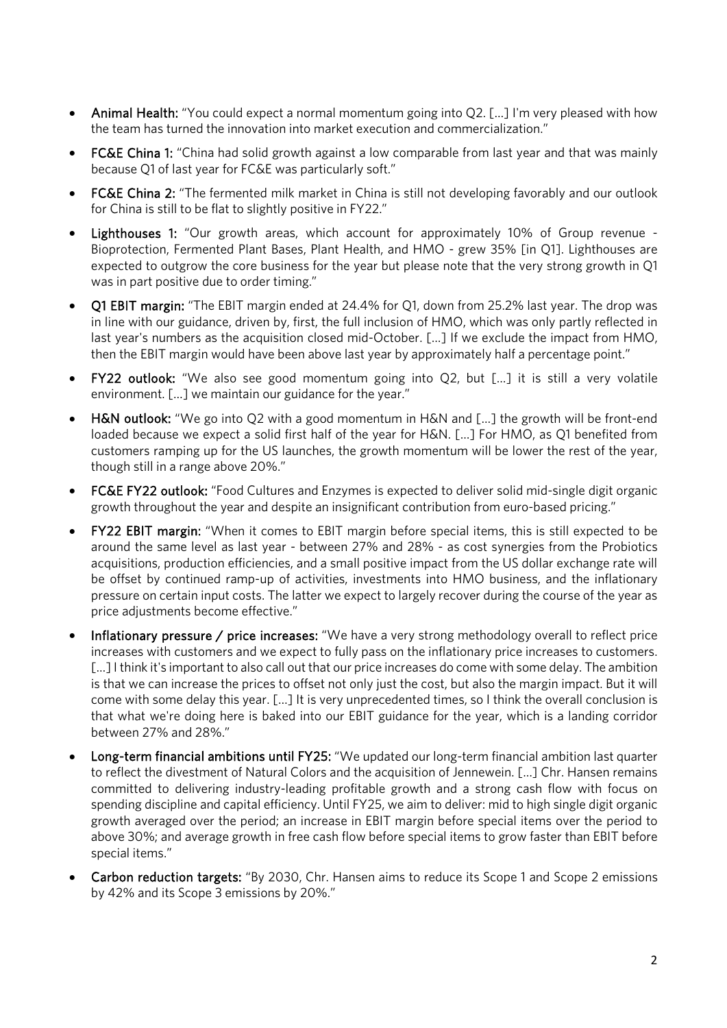- **Animal Health:** "You could expect a normal momentum going into Q2. [...] I'm very pleased with how the team has turned the innovation into market execution and commercialization."
- **FC&E China 1:** "China had solid growth against a low comparable from last year and that was mainly because Q1 of last year for FC&E was particularly soft."
- **FC&E China 2:** "The fermented milk market in China is still not developing favorably and our outlook for China is still to be flat to slightly positive in FY22."
- **Lighthouses 1:** "Our growth areas, which account for approximately 10% of Group revenue - Bioprotection, Fermented Plant Bases, Plant Health, and HMO - grew 35% [in Q1]. Lighthouses are expected to outgrow the core business for the year but please note that the very strong growth in Q1 was in part positive due to order timing."
- **Q1 EBIT margin:** "The EBIT margin ended at 24.4% for Q1, down from 25.2% last year. The drop was in line with our guidance, driven by, first, the full inclusion of HMO, which was only partly reflected in last year's numbers as the acquisition closed mid-October. [...] If we exclude the impact from HMO, then the EBIT margin would have been above last year by approximately half a percentage point."
- **FY22 outlook:** "We also see good momentum going into Q2, but [...] it is still a very volatile environment. [...] we maintain our guidance for the year."
- **H&N outlook:** "We go into Q2 with a good momentum in H&N and [...] the growth will be front-end loaded because we expect a solid first half of the year for H&N. [...] For HMO, as Q1 benefited from customers ramping up for the US launches, the growth momentum will be lower the rest of the year, though still in a range above 20%."
- **FC&E FY22 outlook:** "Food Cultures and Enzymes is expected to deliver solid mid-single digit organic growth throughout the year and despite an insignificant contribution from euro-based pricing."
- **FY22 EBIT margin:** "When it comes to EBIT margin before special items, this is still expected to be around the same level as last year - between 27% and 28% - as cost synergies from the Probiotics acquisitions, production efficiencies, and a small positive impact from the US dollar exchange rate will be offset by continued ramp-up of activities, investments into HMO business, and the inflationary pressure on certain input costs. The latter we expect to largely recover during the course of the year as price adjustments become effective."
- **Inflationary pressure / price increases:** "We have a very strong methodology overall to reflect price increases with customers and we expect to fully pass on the inflationary price increases to customers. [...] I think it's important to also call out that our price increases do come with some delay. The ambition is that we can increase the prices to offset not only just the cost, but also the margin impact. But it will come with some delay this year. [...] It is very unprecedented times, so I think the overall conclusion is that what we're doing here is baked into our EBIT guidance for the year, which is a landing corridor between 27% and 28%."
- **Long-term financial ambitions until FY25:** "We updated our long-term financial ambition last quarter to reflect the divestment of Natural Colors and the acquisition of Jennewein. [...] Chr. Hansen remains committed to delivering industry-leading profitable growth and a strong cash flow with focus on spending discipline and capital efficiency. Until FY25, we aim to deliver: mid to high single digit organic growth averaged over the period; an increase in EBIT margin before special items over the period to above 30%; and average growth in free cash flow before special items to grow faster than EBIT before special items."
- **Carbon reduction targets:** "By 2030, Chr. Hansen aims to reduce its Scope 1 and Scope 2 emissions by 42% and its Scope 3 emissions by 20%."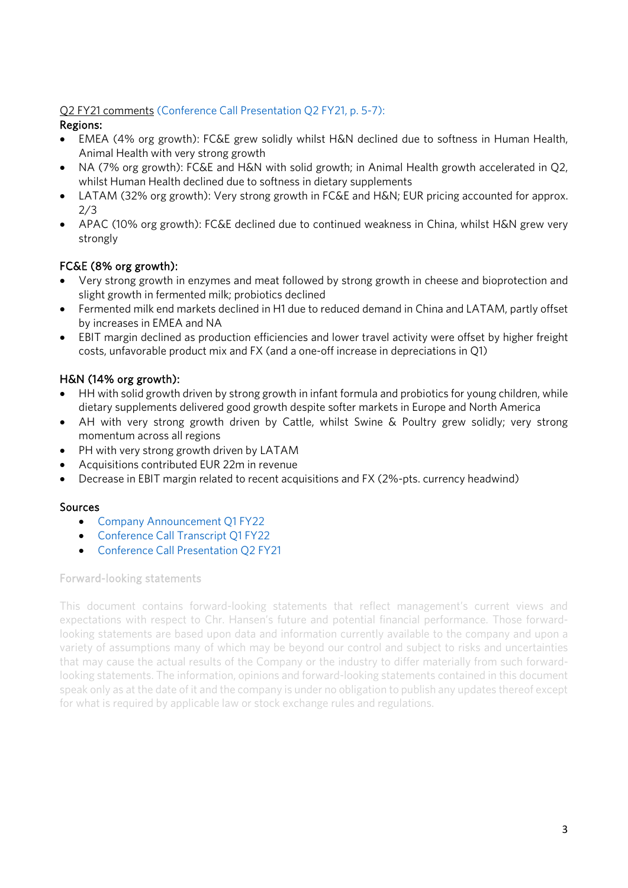<u>Q2 FY21 comments</u> (Conference Call Presentation Q2 FY21, p. 5-7):

**Regions:**

- EMEA (4% org growth): FC&E grew solidly whilst H&N declined due to softness in Human Health, Animal Health with very strong growth
- NA (7% org growth): FC&E and H&N with solid growth; in Animal Health growth accelerated in Q2, whilst Human Health declined due to softness in dietary supplements
- LATAM (32% org growth): Very strong growth in FC&E and H&N; EUR pricing accounted for approx. 2/3
- APAC (10% org growth): FC&E declined due to continued weakness in China, whilst H&N grew very strongly

**FC&E (8% org growth):**

- Very strong growth in enzymes and meat followed by strong growth in cheese and bioprotection and slight growth in fermented milk; probiotics declined
- Fermented milk end markets declined in H1 due to reduced demand in China and LATAM, partly offset by increases in EMEA and NA
- EBIT margin declined as production efficiencies and lower travel activity were offset by higher freight costs, unfavorable product mix and FX (and a one-off increase in depreciations in Q1)

**H&N (14% org growth):**

- HH with solid growth driven by strong growth in infant formula and probiotics for young children, while dietary supplements delivered good growth despite softer markets in Europe and North America
- AH with very strong growth driven by Cattle, whilst Swine & Poultry grew solidly; very strong momentum across all regions
- PH with very strong growth driven by LATAM
- Acquisitions contributed EUR 22m in revenue
- Decrease in EBIT margin related to recent acquisitions and FX (2%-pts. currency headwind)

**Sources**

- Company Announcement Q1 FY22
- Conference Call Transcript Q1 FY22
- Conference Call Presentation Q2 FY21

**Forward-looking statements**

This document contains forward-looking statements that reflect management's current views and expectations with respect to Chr. Hansen's future and potential financial performance. Those forward-looking statements are based upon data and information currently available to the company and upon a variety of assumptions many of which may be beyond our control and subject to risks and uncertainties that may cause the actual results of the Company or the industry to differ materially from such forward-looking statements. The information, opinions and forward-looking statements contained in this document speak only as at the date of it and the company is under no obligation to publish any updates thereof except for what is required by applicable law or stock exchange rules and regulations.